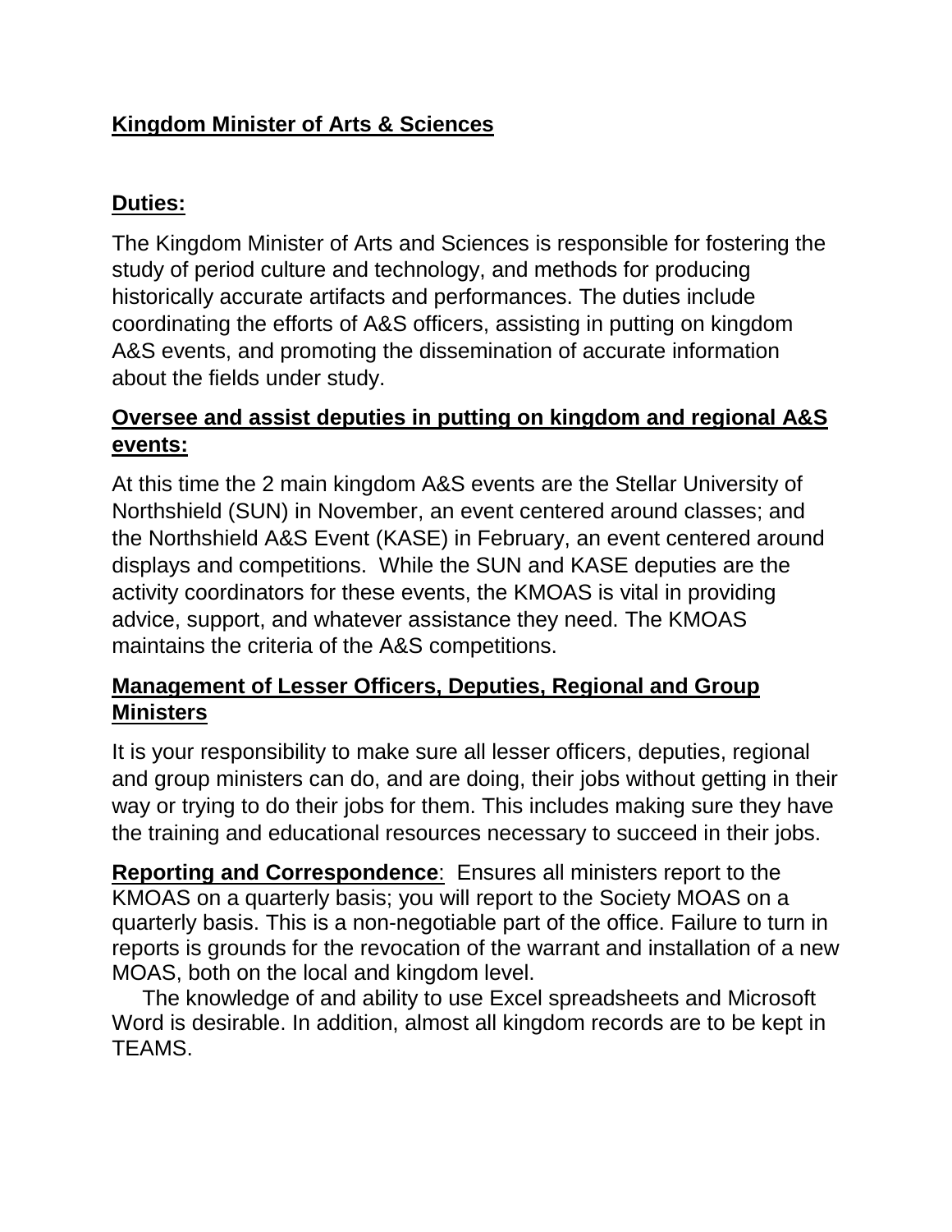# Kingdom Minister of Arts & Sciences

## Duties:

The Kingdom Minister of Arts and Sciences is responsible for fostering the study of period culture and technology, and methods for producing historically accurate artifacts and performances. The duties include coordinating the efforts of A&S officers, assisting in putting on kingdom A&S events, and promoting the dissemination of accurate information about the fields under study.

## Oversee and assist deputies in putting on kingdom and regional A&S events:

At this time the 2 main kingdom A&S events are the Stellar University of Northshield (SUN) in November, an event centered around classes; and the Northshield A&S Event (KASE) in February, an event centered around displays and competitions. While the SUN and KASE deputies are the activity coordinators for these events, the KMOAS is vital in providing advice, support, and whatever assistance they need. The KMOAS maintains the criteria of the A&S competitions.

## Management of Lesser Officers, Deputies, Regional and Group Ministers

It is your responsibility to make sure all lesser officers, deputies, regional and group ministers can do, and are doing, their jobs without getting in their way or trying to do their jobs for them. This includes making sure they have the training and educational resources necessary to succeed in their jobs.

**Reporting and Correspondence**: Ensures all ministers report to the KMOAS on a quarterly basis; you will report to the Society MOAS on a quarterly basis. This is a non-negotiable part of the office. Failure to turn in reports is grounds for the revocation of the warrant and installation of a new MOAS, both on the local and kingdom level.

The knowledge of and ability to use Excel spreadsheets and Microsoft Word is desirable. In addition, almost all kingdom records are to be kept in TEAMS.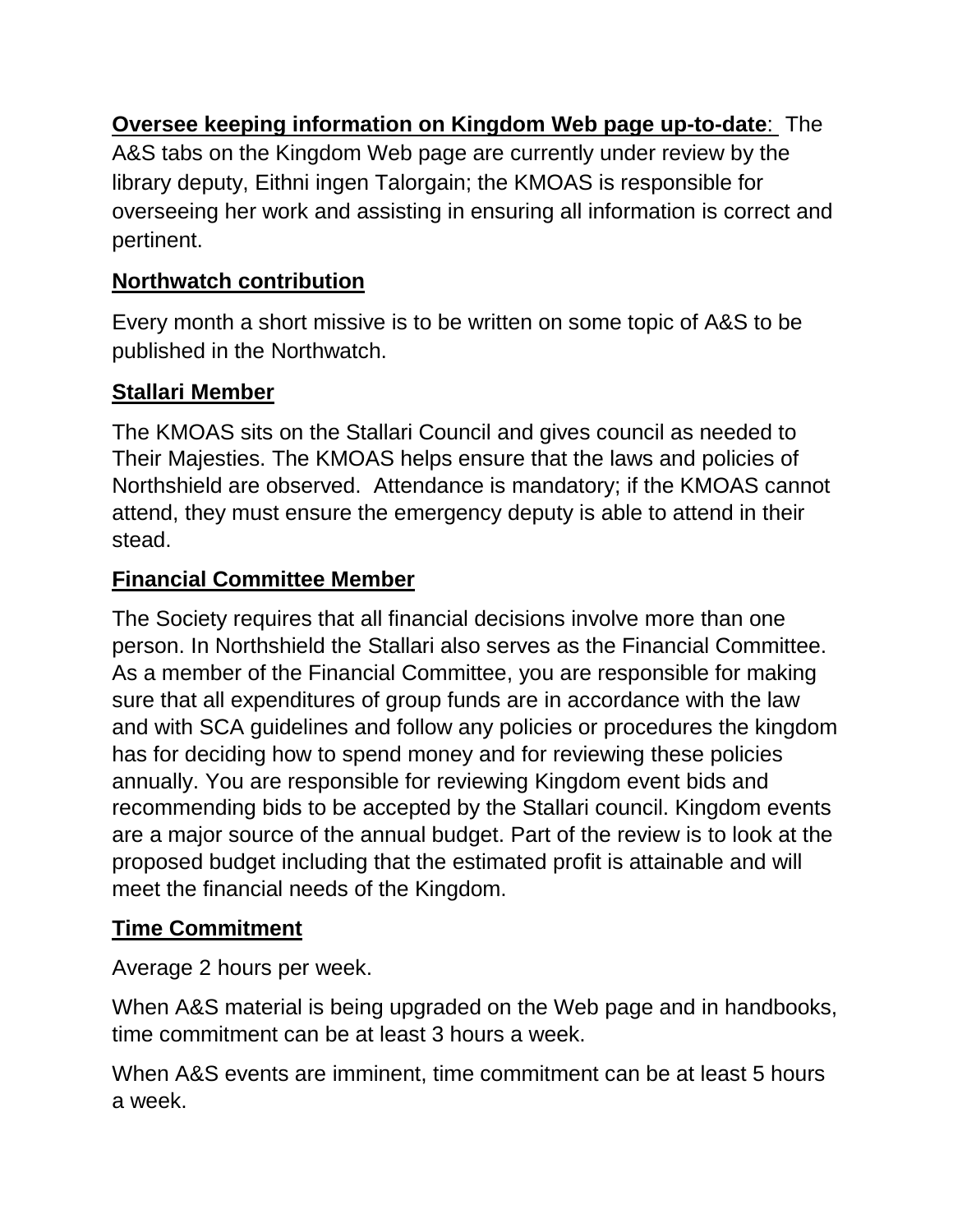**Oversee keeping information on Kingdom Web page up-to-date**: The A&S tabs on the Kingdom Web page are currently under review by the library deputy, Eithni ingen Talorgain; the KMOAS is responsible for overseeing her work and assisting in ensuring all information is correct and pertinent.

**Northwatch contribution**

Every month a short missive is to be written on some topic of A&S to be published in the Northwatch.

**Stallari Member**

The KMOAS sits on the Stallari Council and gives council as needed to Their Majesties. The KMOAS helps ensure that the laws and policies of Northshield are observed. Attendance is mandatory; if the KMOAS cannot attend, they must ensure the emergency deputy is able to attend in their stead.

**Financial Committee Member**

The Society requires that all financial decisions involve more than one person. In Northshield the Stallari also serves as the Financial Committee. As a member of the Financial Committee, you are responsible for making sure that all expenditures of group funds are in accordance with the law and with SCA guidelines and follow any policies or procedures the kingdom has for deciding how to spend money and for reviewing these policies annually. You are responsible for reviewing Kingdom event bids and recommending bids to be accepted by the Stallari council. Kingdom events are a major source of the annual budget. Part of the review is to look at the proposed budget including that the estimated profit is attainable and will meet the financial needs of the Kingdom.

**Time Commitment**

Average 2 hours per week.

When A&S material is being upgraded on the Web page and in handbooks, time commitment can be at least 3 hours a week.

When A&S events are imminent, time commitment can be at least 5 hours a week.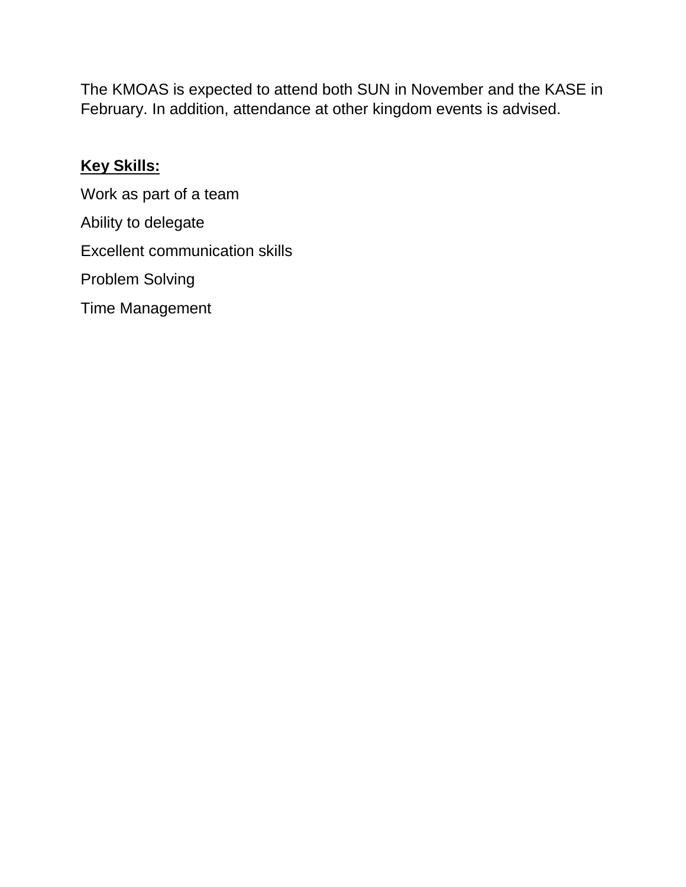The KMOAS is expected to attend both SUN in November and the KASE in February. In addition, attendance at other kingdom events is advised.

**Key Skills:**

Work as part of a team

Ability to delegate

Excellent communication skills

Problem Solving

Time Management